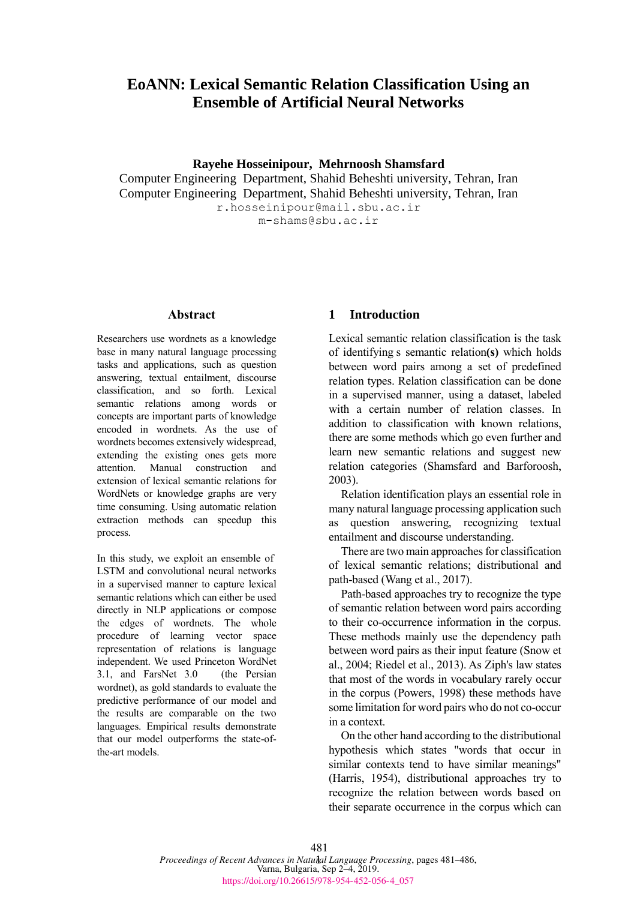# EoANN: Lexical Semantic Relation Classification Using an Ensemble of Artificial Neural Networks

**Rayehe Hosseinipour, Mehrnoosh Shamsfard**

Computer Engineering Department, Shahid Beheshti university, Tehran, Iran

Computer Engineering Department, Shahid Beheshti university, Tehran, Iran

r.hosseinipour@mail.sbu.ac.ir

m-shams@sbu.ac.ir

## Abstract

Researchers use wordnets as a knowledge base in many natural language processing tasks and applications, such as question answering, textual entailment, discourse classification, and so forth. Lexical semantic relations among words or concepts are important parts of knowledge encoded in wordnets. As the use of wordnets becomes extensively widespread, extending the existing ones gets more attention. Manual construction and extension of lexical semantic relations for WordNets or knowledge graphs are very time consuming. Using automatic relation extraction methods can speedup this process.

In this study, we exploit an ensemble of LSTM and convolutional neural networks in a supervised manner to capture lexical semantic relations which can either be used directly in NLP applications or compose the edges of wordnets. The whole procedure of learning vector space representation of relations is language independent. We used Princeton WordNet 3.1, and FarsNet 3.0 (the Persian wordnet), as gold standards to evaluate the predictive performance of our model and the results are comparable on the two languages. Empirical results demonstrate that our model outperforms the state-of-the-art models.

## 1 Introduction

Lexical semantic relation classification is the task of identifying s semantic relation**(s)** which holds between word pairs among a set of predefined relation types. Relation classification can be done in a supervised manner, using a dataset, labeled with a certain number of relation classes. In addition to classification with known relations, there are some methods which go even further and learn new semantic relations and suggest new relation categories (Shamsfard and Barforoosh, 2003).

Relation identification plays an essential role in many natural language processing application such as question answering, recognizing textual entailment and discourse understanding.

There are two main approaches for classification of lexical semantic relations; distributional and path-based (Wang et al., 2017).

Path-based approaches try to recognize the type of semantic relation between word pairs according to their co-occurrence information in the corpus. These methods mainly use the dependency path between word pairs as their input feature (Snow et al., 2004; Riedel et al., 2013). As Ziph's law states that most of the words in vocabulary rarely occur in the corpus (Powers, 1998) these methods have some limitation for word pairs who do not co-occur in a context.

On the other hand according to the distributional hypothesis which states "words that occur in similar contexts tend to have similar meanings" (Harris, 1954), distributional approaches try to recognize the relation between words based on their separate occurrence in the corpus which can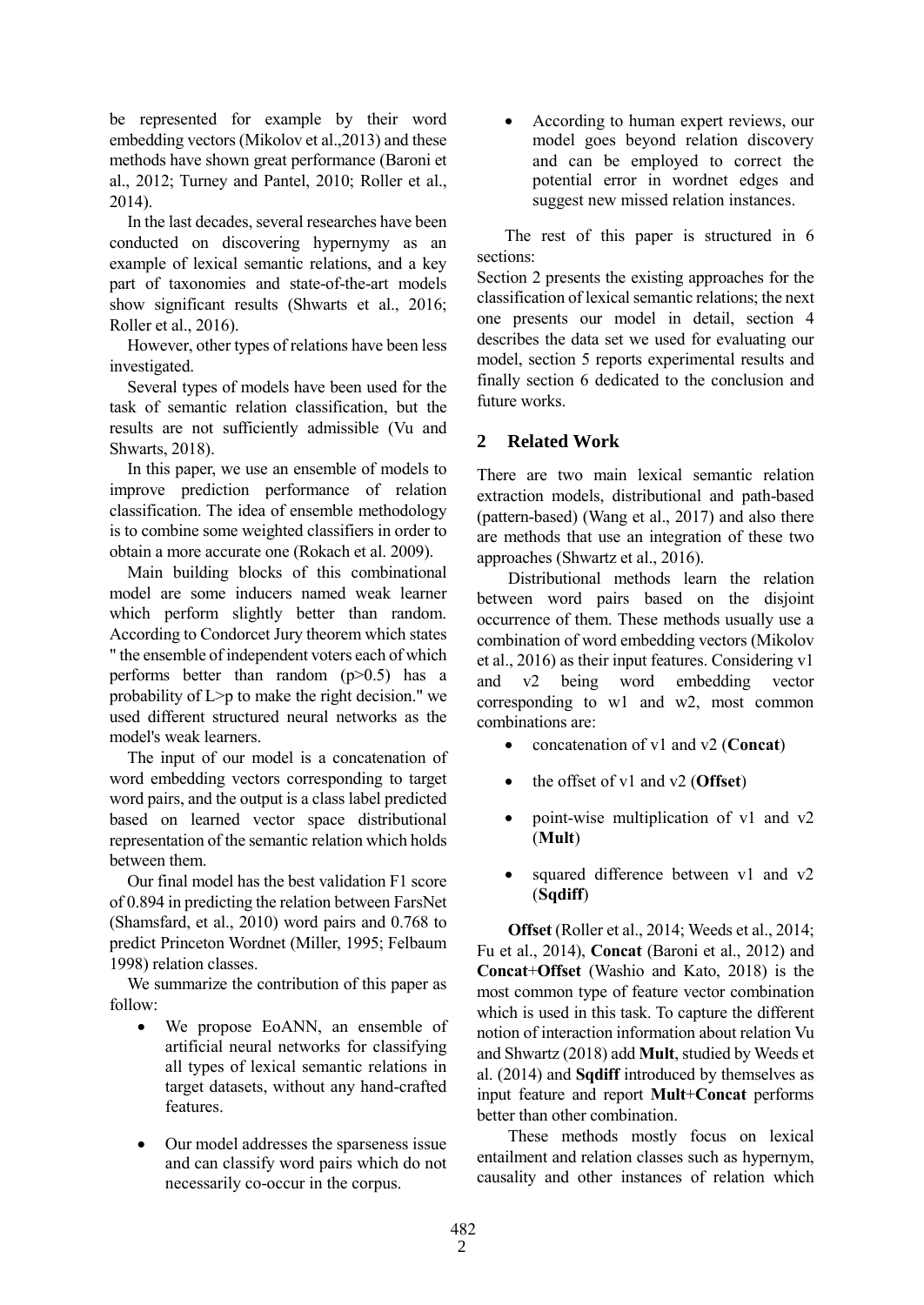be represented for example by their word embedding vectors (Mikolov et al.,2013) and these methods have shown great performance (Baroni et al., 2012; Turney and Pantel, 2010; Roller et al., 2014).

In the last decades, several researches have been conducted on discovering hypernymy as an example of lexical semantic relations, and a key part of taxonomies and state-of-the-art models show significant results (Shwarts et al., 2016; Roller et al., 2016).

However, other types of relations have been less investigated.

Several types of models have been used for the task of semantic relation classification, but the results are not sufficiently admissible (Vu and Shwarts, 2018).

In this paper, we use an ensemble of models to improve prediction performance of relation classification. The idea of ensemble methodology is to combine some weighted classifiers in order to obtain a more accurate one (Rokach et al. 2009).

Main building blocks of this combinational model are some inducers named weak learner which perform slightly better than random. According to Condorcet Jury theorem which states " the ensemble of independent voters each of which performs better than random (p>0.5) has a probability of L>p to make the right decision." we used different structured neural networks as the model's weak learners.

The input of our model is a concatenation of word embedding vectors corresponding to target word pairs, and the output is a class label predicted based on learned vector space distributional representation of the semantic relation which holds between them.

Our final model has the best validation F1 score of 0.894 in predicting the relation between FarsNet (Shamsfard, et al., 2010) word pairs and 0.768 to predict Princeton Wordnet (Miller, 1995; Felbaum 1998) relation classes.

We summarize the contribution of this paper as follow:

- We propose EoANN, an ensemble of artificial neural networks for classifying all types of lexical semantic relations in target datasets, without any hand-crafted features.
- Our model addresses the sparseness issue and can classify word pairs which do not necessarily co-occur in the corpus.
- According to human expert reviews, our model goes beyond relation discovery and can be employed to correct the potential error in wordnet edges and suggest new missed relation instances.

The rest of this paper is structured in 6 sections:

Section 2 presents the existing approaches for the classification of lexical semantic relations; the next one presents our model in detail, section 4 describes the data set we used for evaluating our model, section 5 reports experimental results and finally section 6 dedicated to the conclusion and future works.

## 2 Related Work

There are two main lexical semantic relation extraction models, distributional and path-based (pattern-based) (Wang et al., 2017) and also there are methods that use an integration of these two approaches (Shwartz et al., 2016).

Distributional methods learn the relation between word pairs based on the disjoint occurrence of them. These methods usually use a combination of word embedding vectors (Mikolov et al., 2016) as their input features. Considering v1 and v2 being word embedding vector corresponding to w1 and w2, most common combinations are:

- concatenation of v1 and v2 (**Concat**)
- the offset of v1 and v2 (**Offset**)
- point-wise multiplication of v1 and v2 (**Mult**)
- squared difference between v1 and v2 (**Sqdiff**)

**Offset** (Roller et al., 2014; Weeds et al., 2014; Fu et al., 2014), **Concat** (Baroni et al., 2012) and **Concat**+**Offset** (Washio and Kato, 2018) is the most common type of feature vector combination which is used in this task. To capture the different notion of interaction information about relation Vu and Shwartz (2018) add **Mult**, studied by Weeds et al. (2014) and **Sqdiff** introduced by themselves as input feature and report **Mult**+**Concat** performs better than other combination.

These methods mostly focus on lexical entailment and relation classes such as hypernym, causality and other instances of relation which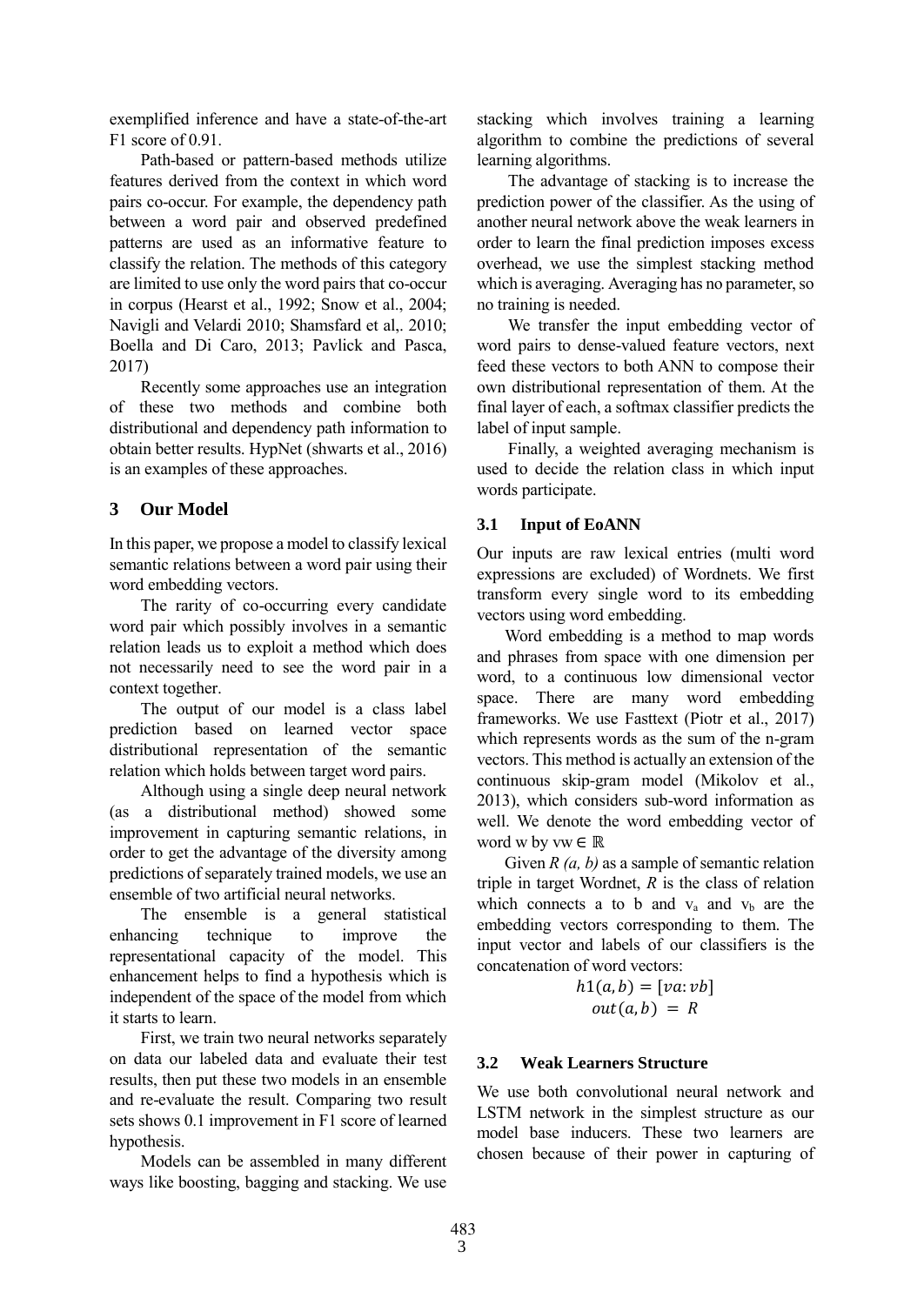exemplified inference and have a state-of-the-art F1 score of 0.91.

Path-based or pattern-based methods utilize features derived from the context in which word pairs co-occur. For example, the dependency path between a word pair and observed predefined patterns are used as an informative feature to classify the relation. The methods of this category are limited to use only the word pairs that co-occur in corpus (Hearst et al., 1992; Snow et al., 2004; Navigli and Velardi 2010; Shamsfard et al,. 2010; Boella and Di Caro, 2013; Pavlick and Pasca, 2017)

Recently some approaches use an integration of these two methods and combine both distributional and dependency path information to obtain better results. HypNet (shwarts et al., 2016) is an examples of these approaches.

## 3 Our Model

In this paper, we propose a model to classify lexical semantic relations between a word pair using their word embedding vectors.

The rarity of co-occurring every candidate word pair which possibly involves in a semantic relation leads us to exploit a method which does not necessarily need to see the word pair in a context together.

The output of our model is a class label prediction based on learned vector space distributional representation of the semantic relation which holds between target word pairs.

Although using a single deep neural network (as a distributional method) showed some improvement in capturing semantic relations, in order to get the advantage of the diversity among predictions of separately trained models, we use an ensemble of two artificial neural networks.

The ensemble is a general statistical enhancing technique to improve the representational capacity of the model. This enhancement helps to find a hypothesis which is independent of the space of the model from which it starts to learn.

First, we train two neural networks separately on data our labeled data and evaluate their test results, then put these two models in an ensemble and re-evaluate the result. Comparing two result sets shows 0.1 improvement in F1 score of learned hypothesis.

Models can be assembled in many different ways like boosting, bagging and stacking. We use stacking which involves training a learning algorithm to combine the predictions of several learning algorithms.

The advantage of stacking is to increase the prediction power of the classifier. As the using of another neural network above the weak learners in order to learn the final prediction imposes excess overhead, we use the simplest stacking method which is averaging. Averaging has no parameter, so no training is needed.

We transfer the input embedding vector of word pairs to dense-valued feature vectors, next feed these vectors to both ANN to compose their own distributional representation of them. At the final layer of each, a softmax classifier predicts the label of input sample.

Finally, a weighted averaging mechanism is used to decide the relation class in which input words participate.

### 3.1 Input of EoANN

Our inputs are raw lexical entries (multi word expressions are excluded) of Wordnets. We first transform every single word to its embedding vectors using word embedding.

Word embedding is a method to map words and phrases from space with one dimension per word, to a continuous low dimensional vector space. There are many word embedding frameworks. We use Fasttext (Piotr et al., 2017) which represents words as the sum of the n-gram vectors. This method is actually an extension of the continuous skip-gram model (Mikolov et al., 2013), which considers sub-word information as well. We denote the word embedding vector of word w by $vw \in \mathbb{R}$

Given *R (a, b)* as a sample of semantic relation triple in target Wordnet, *R* is the class of relation which connects a to b and $v_a$ and $v_b$ are the embedding vectors corresponding to them. The input vector and labels of our classifiers is the concatenation of word vectors:

$$h1(a, b) = [va{:}vb]$$
$$out(a, b) = R$$

### 3.2 Weak Learners Structure

We use both convolutional neural network and LSTM network in the simplest structure as our model base inducers. These two learners are chosen because of their power in capturing of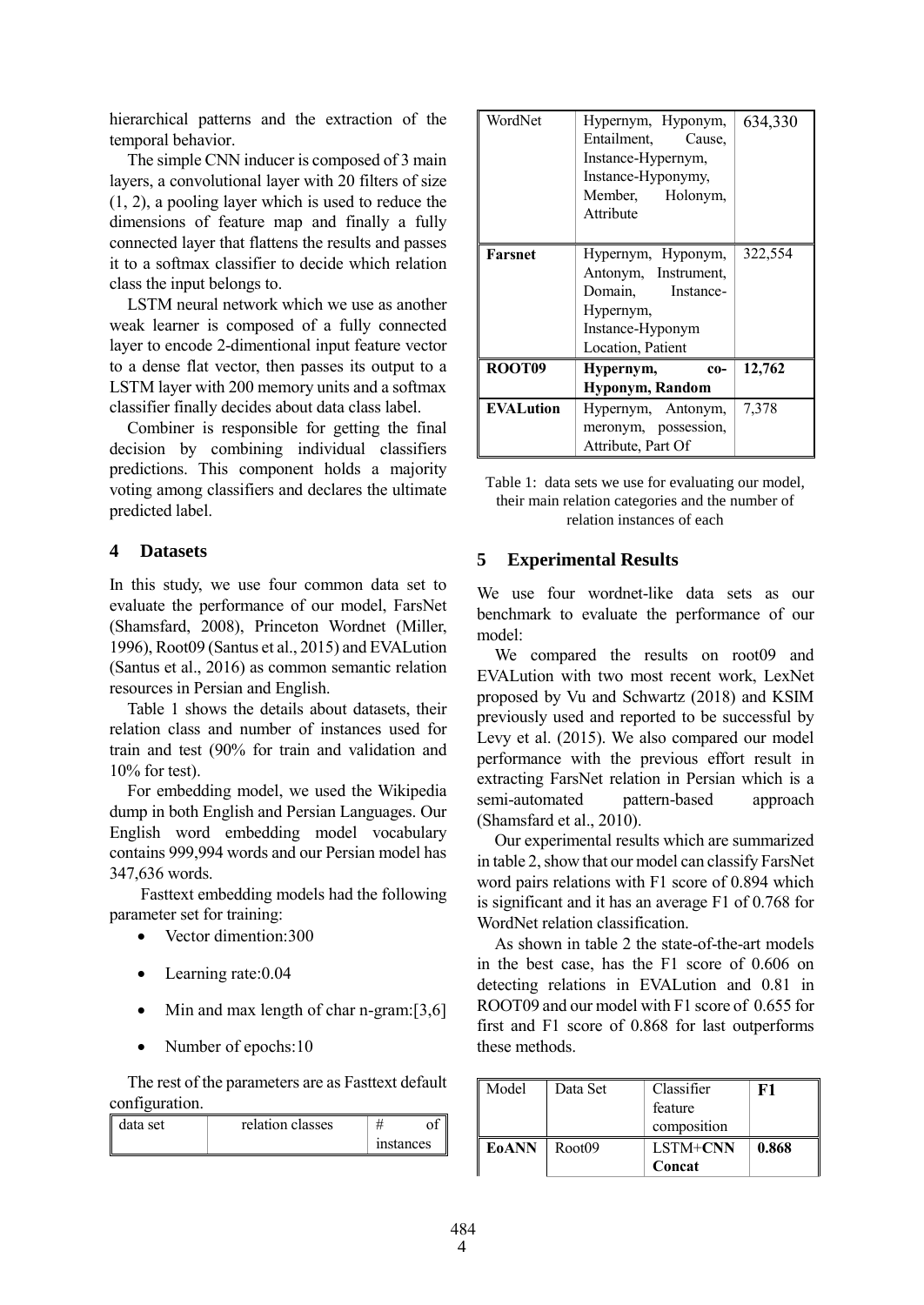hierarchical patterns and the extraction of the temporal behavior.

The simple CNN inducer is composed of 3 main layers, a convolutional layer with 20 filters of size (1, 2), a pooling layer which is used to reduce the dimensions of feature map and finally a fully connected layer that flattens the results and passes it to a softmax classifier to decide which relation class the input belongs to.

LSTM neural network which we use as another weak learner is composed of a fully connected layer to encode 2-dimentional input feature vector to a dense flat vector, then passes its output to a LSTM layer with 200 memory units and a softmax classifier finally decides about data class label.

Combiner is responsible for getting the final decision by combining individual classifiers predictions. This component holds a majority voting among classifiers and declares the ultimate predicted label.

## 4 Datasets

In this study, we use four common data set to evaluate the performance of our model, FarsNet (Shamsfard, 2008), Princeton Wordnet (Miller, 1996), Root09 (Santus et al., 2015) and EVALution (Santus et al., 2016) as common semantic relation resources in Persian and English.

Table 1 shows the details about datasets, their relation class and number of instances used for train and test (90% for train and validation and 10% for test).

For embedding model, we used the Wikipedia dump in both English and Persian Languages. Our English word embedding model vocabulary contains 999,994 words and our Persian model has 347,636 words.

Fasttext embedding models had the following parameter set for training:

- Vector dimention:300
- Learning rate:0.04
- Min and max length of char n-gram:[3,6]
- Number of epochs:10

The rest of the parameters are as Fasttext default configuration.

| data set | relation classes | # of instances |
|---|---|---|
| WordNet | Hypernym, Hyponym, Entailment, Cause, Instance-Hypernym, Instance-Hyponymy, Member, Holonym, Attribute | 634,330 |
| **Farsnet** | Hypernym, Hyponym, Antonym, Instrument, Domain, Instance-Hypernym, Instance-Hyponym Location, Patient | 322,554 |
| **ROOT09** | **Hypernym, co-Hyponym, Random** | **12,762** |
| **EVALution** | Hypernym, Antonym, meronym, possession, Attribute, Part Of | 7,378 |

Table 1: data sets we use for evaluating our model, their main relation categories and the number of relation instances of each

## 5 Experimental Results

We use four wordnet-like data sets as our benchmark to evaluate the performance of our model:

We compared the results on root09 and EVALution with two most recent work, LexNet proposed by Vu and Schwartz (2018) and KSIM previously used and reported to be successful by Levy et al. (2015). We also compared our model performance with the previous effort result in extracting FarsNet relation in Persian which is a semi-automated pattern-based approach (Shamsfard et al., 2010).

Our experimental results which are summarized in table 2, show that our model can classify FarsNet word pairs relations with F1 score of 0.894 which is significant and it has an average F1 of 0.768 for WordNet relation classification.

As shown in table 2 the state-of-the-art models in the best case, has the F1 score of 0.606 on detecting relations in EVALution and 0.81 in ROOT09 and our model with F1 score of 0.655 for first and F1 score of 0.868 for last outperforms these methods.

| Model | Data Set | Classifier feature composition | **F1** |
|---|---|---|---|
| **EoANN** | Root09 | LSTM+**CNN Concat** | **0.868** |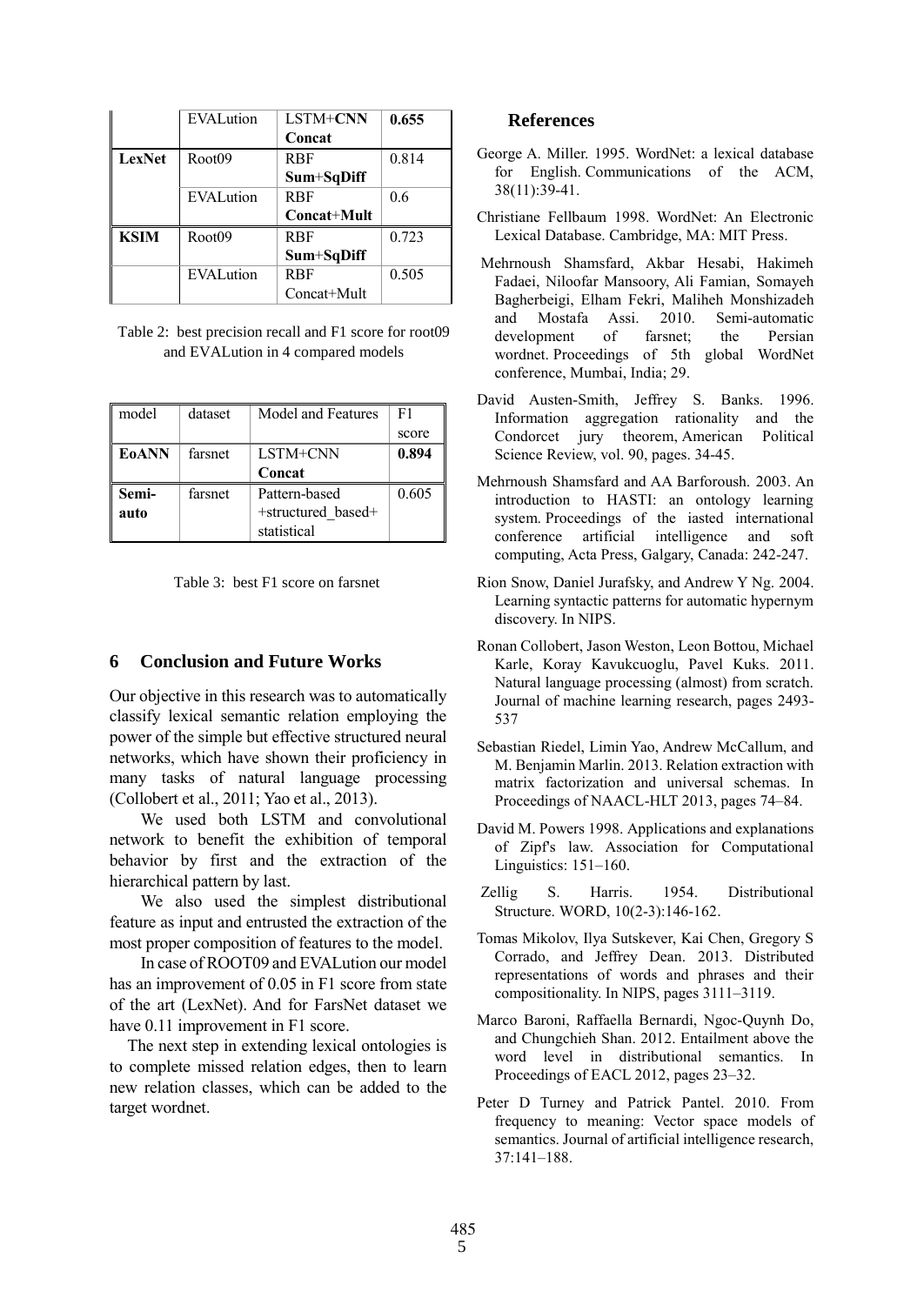|  | EVALution | LSTM+**CNN Concat** | **0.655** |
|---|---|---|---|
| **LexNet** | Root09 | RBF **Sum**+**SqDiff** | 0.814 |
|  | EVALution | RBF **Concat**+**Mult** | 0.6 |
| **KSIM** | Root09 | RBF **Sum**+**SqDiff** | 0.723 |
|  | EVALution | RBF Concat+Mult | 0.505 |

Table 2: best precision recall and F1 score for root09 and EVALution in 4 compared models

| model | dataset | Model and Features | F1 score |
|---|---|---|---|
| **EoANN** | farsnet | LSTM+CNN **Concat** | **0.894** |
| **Semi-auto** | farsnet | Pattern-based +structured_based+ statistical | 0.605 |

Table 3: best F1 score on farsnet

## 6 Conclusion and Future Works

Our objective in this research was to automatically classify lexical semantic relation employing the power of the simple but effective structured neural networks, which have shown their proficiency in many tasks of natural language processing (Collobert et al., 2011; Yao et al., 2013).

We used both LSTM and convolutional network to benefit the exhibition of temporal behavior by first and the extraction of the hierarchical pattern by last.

We also used the simplest distributional feature as input and entrusted the extraction of the most proper composition of features to the model.

In case of ROOT09 and EVALution our model has an improvement of 0.05 in F1 score from state of the art (LexNet). And for FarsNet dataset we have 0.11 improvement in F1 score.

The next step in extending lexical ontologies is to complete missed relation edges, then to learn new relation classes, which can be added to the target wordnet.

## References

George A. Miller. 1995. WordNet: a lexical database for English. Communications of the ACM, 38(11):39-41.

Christiane Fellbaum 1998. WordNet: An Electronic Lexical Database. Cambridge, MA: MIT Press.

Mehrnoush Shamsfard, Akbar Hesabi, Hakimeh Fadaei, Niloofar Mansoory, Ali Famian, Somayeh Bagherbeigi, Elham Fekri, Maliheh Monshizadeh and Mostafa Assi. 2010. Semi-automatic development of farsnet; the Persian wordnet. Proceedings of 5th global WordNet conference, Mumbai, India; 29.

David Austen-Smith, Jeffrey S. Banks. 1996. Information aggregation rationality and the Condorcet jury theorem, American Political Science Review, vol. 90, pages. 34-45.

Mehrnoush Shamsfard and AA Barforoush. 2003. An introduction to HASTI: an ontology learning system. Proceedings of the iasted international conference artificial intelligence and soft computing, Acta Press, Galgary, Canada: 242-247.

Rion Snow, Daniel Jurafsky, and Andrew Y Ng. 2004. Learning syntactic patterns for automatic hypernym discovery. In NIPS.

Ronan Collobert, Jason Weston, Leon Bottou, Michael Karle, Koray Kavukcuoglu, Pavel Kuks. 2011. Natural language processing (almost) from scratch. Journal of machine learning research, pages 2493-537

Sebastian Riedel, Limin Yao, Andrew McCallum, and M. Benjamin Marlin. 2013. Relation extraction with matrix factorization and universal schemas. In Proceedings of NAACL-HLT 2013, pages 74–84.

David M. Powers 1998. Applications and explanations of Zipf's law. Association for Computational Linguistics: 151–160.

Zellig S. Harris. 1954. Distributional Structure. WORD, 10(2-3):146-162.

Tomas Mikolov, Ilya Sutskever, Kai Chen, Gregory S Corrado, and Jeffrey Dean. 2013. Distributed representations of words and phrases and their compositionality. In NIPS, pages 3111–3119.

Marco Baroni, Raffaella Bernardi, Ngoc-Quynh Do, and Chungchieh Shan. 2012. Entailment above the word level in distributional semantics. In Proceedings of EACL 2012, pages 23–32.

Peter D Turney and Patrick Pantel. 2010. From frequency to meaning: Vector space models of semantics. Journal of artificial intelligence research, 37:141–188.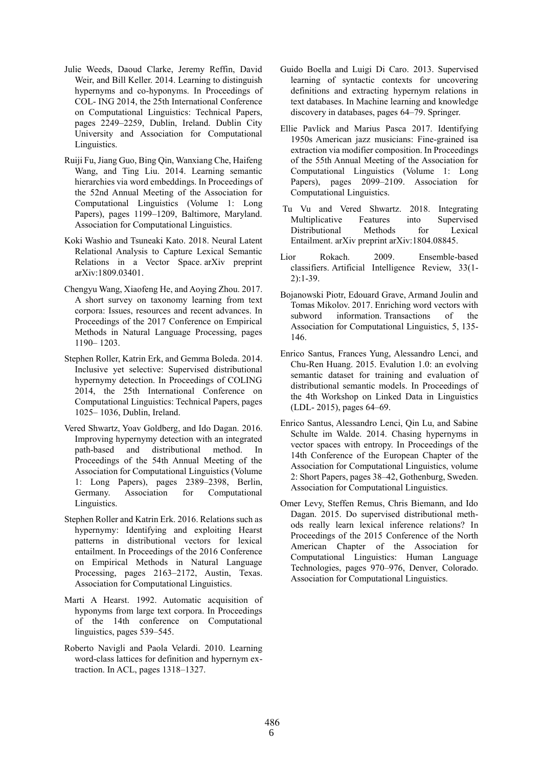Julie Weeds, Daoud Clarke, Jeremy Reffin, David Weir, and Bill Keller. 2014. Learning to distinguish hypernyms and co-hyponyms. In Proceedings of COL- ING 2014, the 25th International Conference on Computational Linguistics: Technical Papers, pages 2249–2259, Dublin, Ireland. Dublin City University and Association for Computational Linguistics.

Ruiji Fu, Jiang Guo, Bing Qin, Wanxiang Che, Haifeng Wang, and Ting Liu. 2014. Learning semantic hierarchies via word embeddings. In Proceedings of the 52nd Annual Meeting of the Association for Computational Linguistics (Volume 1: Long Papers), pages 1199–1209, Baltimore, Maryland. Association for Computational Linguistics.

Koki Washio and Tsuneaki Kato. 2018. Neural Latent Relational Analysis to Capture Lexical Semantic Relations in a Vector Space. arXiv preprint arXiv:1809.03401.

Chengyu Wang, Xiaofeng He, and Aoying Zhou. 2017. A short survey on taxonomy learning from text corpora: Issues, resources and recent advances. In Proceedings of the 2017 Conference on Empirical Methods in Natural Language Processing, pages 1190– 1203.

Stephen Roller, Katrin Erk, and Gemma Boleda. 2014. Inclusive yet selective: Supervised distributional hypernymy detection. In Proceedings of COLING 2014, the 25th International Conference on Computational Linguistics: Technical Papers, pages 1025– 1036, Dublin, Ireland.

Vered Shwartz, Yoav Goldberg, and Ido Dagan. 2016. Improving hypernymy detection with an integrated path-based and distributional method. In Proceedings of the 54th Annual Meeting of the Association for Computational Linguistics (Volume 1: Long Papers), pages 2389–2398, Berlin, Germany. Association for Computational Linguistics.

Stephen Roller and Katrin Erk. 2016. Relations such as hypernymy: Identifying and exploiting Hearst patterns in distributional vectors for lexical entailment. In Proceedings of the 2016 Conference on Empirical Methods in Natural Language Processing, pages 2163–2172, Austin, Texas. Association for Computational Linguistics.

Marti A Hearst. 1992. Automatic acquisition of hyponyms from large text corpora. In Proceedings of the 14th conference on Computational linguistics, pages 539–545.

Roberto Navigli and Paola Velardi. 2010. Learning word-class lattices for definition and hypernym extraction. In ACL, pages 1318–1327.

Guido Boella and Luigi Di Caro. 2013. Supervised learning of syntactic contexts for uncovering definitions and extracting hypernym relations in text databases. In Machine learning and knowledge discovery in databases, pages 64–79. Springer.

Ellie Pavlick and Marius Pasca 2017. Identifying 1950s American jazz musicians: Fine-grained isa extraction via modifier composition. In Proceedings of the 55th Annual Meeting of the Association for Computational Linguistics (Volume 1: Long Papers), pages 2099–2109. Association for Computational Linguistics.

Tu Vu and Vered Shwartz. 2018. Integrating Multiplicative Features into Supervised Distributional Methods for Lexical Entailment. arXiv preprint arXiv:1804.08845.

Lior Rokach. 2009. Ensemble-based classifiers. Artificial Intelligence Review, 33(1-2):1-39.

Bojanowski Piotr, Edouard Grave, Armand Joulin and Tomas Mikolov. 2017. Enriching word vectors with subword information. Transactions of the Association for Computational Linguistics, 5, 135-146.

Enrico Santus, Frances Yung, Alessandro Lenci, and Chu-Ren Huang. 2015. Evalution 1.0: an evolving semantic dataset for training and evaluation of distributional semantic models. In Proceedings of the 4th Workshop on Linked Data in Linguistics (LDL- 2015), pages 64–69.

Enrico Santus, Alessandro Lenci, Qin Lu, and Sabine Schulte im Walde. 2014. Chasing hypernyms in vector spaces with entropy. In Proceedings of the 14th Conference of the European Chapter of the Association for Computational Linguistics, volume 2: Short Papers, pages 38–42, Gothenburg, Sweden. Association for Computational Linguistics.

Omer Levy, Steffen Remus, Chris Biemann, and Ido Dagan. 2015. Do supervised distributional methods really learn lexical inference relations? In Proceedings of the 2015 Conference of the North American Chapter of the Association for Computational Linguistics: Human Language Technologies, pages 970–976, Denver, Colorado. Association for Computational Linguistics.